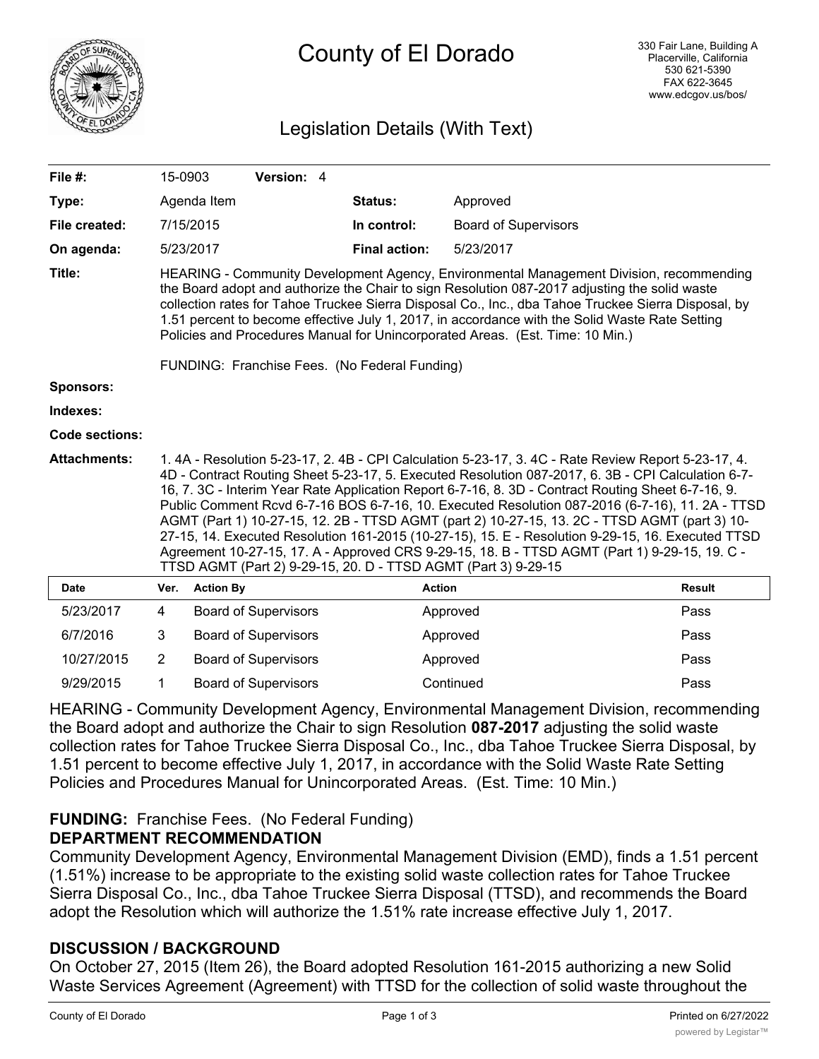# County of El Dorado

330 Fair Lane, Building A
Placerville, California
530 621-5390
FAX 622-3645
www.edcgov.us/bos/

## Legislation Details (With Text)

| | | | |
|---|---|---|---|
| **File #:** | 15-0903 **Version:** 4 | | |
| **Type:** | Agenda Item | **Status:** | Approved |
| **File created:** | 7/15/2015 | **In control:** | Board of Supervisors |
| **On agenda:** | 5/23/2017 | **Final action:** | 5/23/2017 |

**Title:** HEARING - Community Development Agency, Environmental Management Division, recommending the Board adopt and authorize the Chair to sign Resolution 087-2017 adjusting the solid waste collection rates for Tahoe Truckee Sierra Disposal Co., Inc., dba Tahoe Truckee Sierra Disposal, by 1.51 percent to become effective July 1, 2017, in accordance with the Solid Waste Rate Setting Policies and Procedures Manual for Unincorporated Areas. (Est. Time: 10 Min.)

FUNDING: Franchise Fees. (No Federal Funding)

**Sponsors:**

**Indexes:**

**Code sections:**

**Attachments:** 1. 4A - Resolution 5-23-17, 2. 4B - CPI Calculation 5-23-17, 3. 4C - Rate Review Report 5-23-17, 4. 4D - Contract Routing Sheet 5-23-17, 5. Executed Resolution 087-2017, 6. 3B - CPI Calculation 6-7-16, 7. 3C - Interim Year Rate Application Report 6-7-16, 8. 3D - Contract Routing Sheet 6-7-16, 9. Public Comment Rcvd 6-7-16 BOS 6-7-16, 10. Executed Resolution 087-2016 (6-7-16), 11. 2A - TTSD AGMT (Part 1) 10-27-15, 12. 2B - TTSD AGMT (part 2) 10-27-15, 13. 2C - TTSD AGMT (part 3) 10-27-15, 14. Executed Resolution 161-2015 (10-27-15), 15. E - Resolution 9-29-15, 16. Executed TTSD Agreement 10-27-15, 17. A - Approved CRS 9-29-15, 18. B - TTSD AGMT (Part 1) 9-29-15, 19. C - TTSD AGMT (Part 2) 9-29-15, 20. D - TTSD AGMT (Part 3) 9-29-15

| Date | Ver. | Action By | Action | Result |
|---|---|---|---|---|
| 5/23/2017 | 4 | Board of Supervisors | Approved | Pass |
| 6/7/2016 | 3 | Board of Supervisors | Approved | Pass |
| 10/27/2015 | 2 | Board of Supervisors | Approved | Pass |
| 9/29/2015 | 1 | Board of Supervisors | Continued | Pass |

HEARING - Community Development Agency, Environmental Management Division, recommending the Board adopt and authorize the Chair to sign Resolution **087-2017** adjusting the solid waste collection rates for Tahoe Truckee Sierra Disposal Co., Inc., dba Tahoe Truckee Sierra Disposal, by 1.51 percent to become effective July 1, 2017, in accordance with the Solid Waste Rate Setting Policies and Procedures Manual for Unincorporated Areas. (Est. Time: 10 Min.)

**FUNDING:** Franchise Fees. (No Federal Funding)

**DEPARTMENT RECOMMENDATION**

Community Development Agency, Environmental Management Division (EMD), finds a 1.51 percent (1.51%) increase to be appropriate to the existing solid waste collection rates for Tahoe Truckee Sierra Disposal Co., Inc., dba Tahoe Truckee Sierra Disposal (TTSD), and recommends the Board adopt the Resolution which will authorize the 1.51% rate increase effective July 1, 2017.

**DISCUSSION / BACKGROUND**

On October 27, 2015 (Item 26), the Board adopted Resolution 161-2015 authorizing a new Solid Waste Services Agreement (Agreement) with TTSD for the collection of solid waste throughout the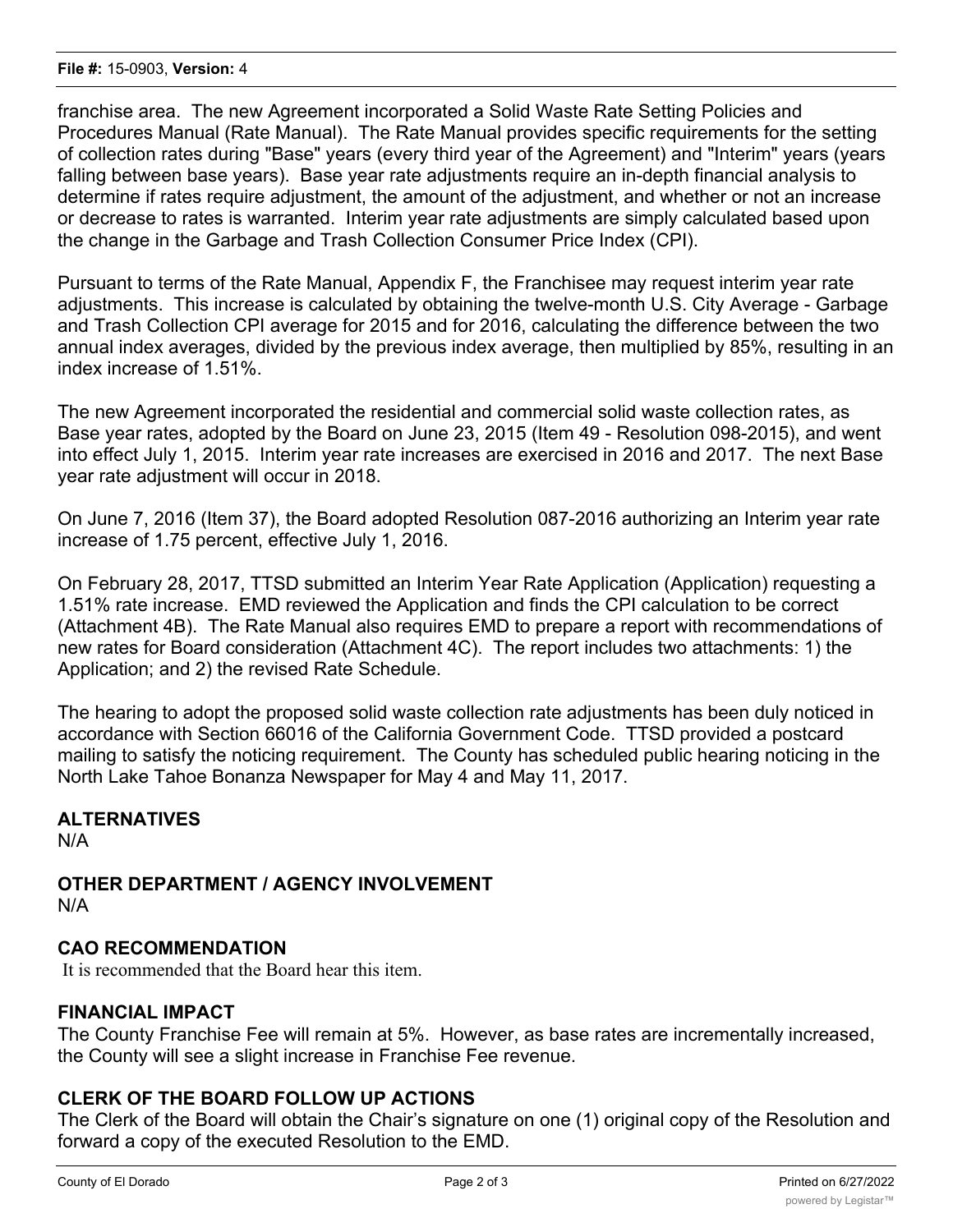franchise area. The new Agreement incorporated a Solid Waste Rate Setting Policies and Procedures Manual (Rate Manual). The Rate Manual provides specific requirements for the setting of collection rates during "Base" years (every third year of the Agreement) and "Interim" years (years falling between base years). Base year rate adjustments require an in-depth financial analysis to determine if rates require adjustment, the amount of the adjustment, and whether or not an increase or decrease to rates is warranted. Interim year rate adjustments are simply calculated based upon the change in the Garbage and Trash Collection Consumer Price Index (CPI).

Pursuant to terms of the Rate Manual, Appendix F, the Franchisee may request interim year rate adjustments. This increase is calculated by obtaining the twelve-month U.S. City Average - Garbage and Trash Collection CPI average for 2015 and for 2016, calculating the difference between the two annual index averages, divided by the previous index average, then multiplied by 85%, resulting in an index increase of 1.51%.

The new Agreement incorporated the residential and commercial solid waste collection rates, as Base year rates, adopted by the Board on June 23, 2015 (Item 49 - Resolution 098-2015), and went into effect July 1, 2015. Interim year rate increases are exercised in 2016 and 2017. The next Base year rate adjustment will occur in 2018.

On June 7, 2016 (Item 37), the Board adopted Resolution 087-2016 authorizing an Interim year rate increase of 1.75 percent, effective July 1, 2016.

On February 28, 2017, TTSD submitted an Interim Year Rate Application (Application) requesting a 1.51% rate increase. EMD reviewed the Application and finds the CPI calculation to be correct (Attachment 4B). The Rate Manual also requires EMD to prepare a report with recommendations of new rates for Board consideration (Attachment 4C). The report includes two attachments: 1) the Application; and 2) the revised Rate Schedule.

The hearing to adopt the proposed solid waste collection rate adjustments has been duly noticed in accordance with Section 66016 of the California Government Code. TTSD provided a postcard mailing to satisfy the noticing requirement. The County has scheduled public hearing noticing in the North Lake Tahoe Bonanza Newspaper for May 4 and May 11, 2017.

## ALTERNATIVES

N/A

## OTHER DEPARTMENT / AGENCY INVOLVEMENT

N/A

## CAO RECOMMENDATION

It is recommended that the Board hear this item.

## FINANCIAL IMPACT

The County Franchise Fee will remain at 5%. However, as base rates are incrementally increased, the County will see a slight increase in Franchise Fee revenue.

## CLERK OF THE BOARD FOLLOW UP ACTIONS

The Clerk of the Board will obtain the Chair's signature on one (1) original copy of the Resolution and forward a copy of the executed Resolution to the EMD.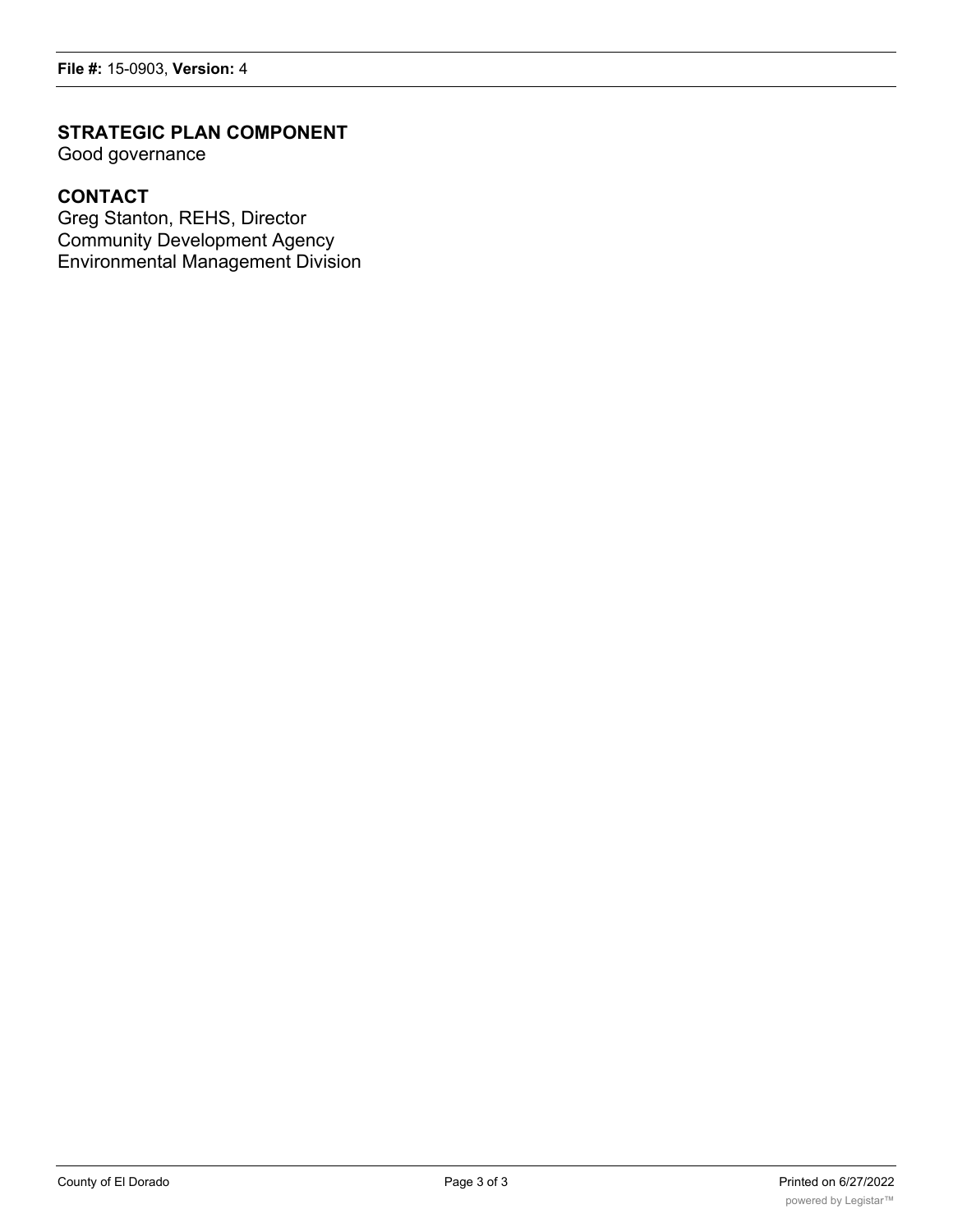## STRATEGIC PLAN COMPONENT

Good governance

## CONTACT

Greg Stanton, REHS, Director
Community Development Agency
Environmental Management Division